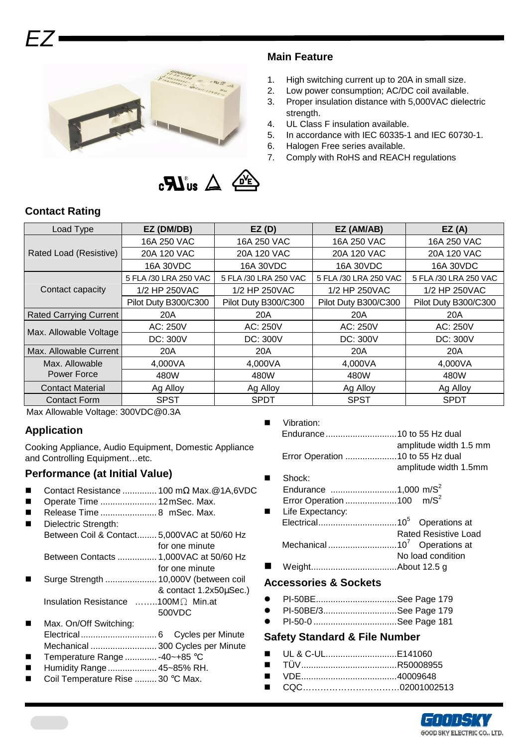# EZ

## Main Feature

1. High switching current up to 20A in small size.
2. Low power consumption; AC/DC coil available.
3. Proper insulation distance with 5,000VAC dielectric strength.
4. UL Class F insulation available.
5. In accordance with IEC 60335-1 and IEC 60730-1.
6. Halogen Free series available.
7. Comply with RoHS and REACH regulations

## Contact Rating

| Load Type | EZ (DM/DB) | EZ (D) | EZ (AM/AB) | EZ (A) |
|---|---|---|---|---|
| Rated Load (Resistive) | 16A 250 VAC | 16A 250 VAC | 16A 250 VAC | 16A 250 VAC |
| | 20A 120 VAC | 20A 120 VAC | 20A 120 VAC | 20A 120 VAC |
| | 16A 30VDC | 16A 30VDC | 16A 30VDC | 16A 30VDC |
| Contact capacity | 5 FLA /30 LRA 250 VAC | 5 FLA /30 LRA 250 VAC | 5 FLA /30 LRA 250 VAC | 5 FLA /30 LRA 250 VAC |
| | 1/2 HP 250VAC | 1/2 HP 250VAC | 1/2 HP 250VAC | 1/2 HP 250VAC |
| | Pilot Duty B300/C300 | Pilot Duty B300/C300 | Pilot Duty B300/C300 | Pilot Duty B300/C300 |
| Rated Carrying Current | 20A | 20A | 20A | 20A |
| Max. Allowable Voltage | AC: 250V | AC: 250V | AC: 250V | AC: 250V |
| | DC: 300V | DC: 300V | DC: 300V | DC: 300V |
| Max. Allowable Current | 20A | 20A | 20A | 20A |
| Max. Allowable Power Force | 4,000VA | 4,000VA | 4,000VA | 4,000VA |
| | 480W | 480W | 480W | 480W |
| Contact Material | Ag Alloy | Ag Alloy | Ag Alloy | Ag Alloy |
| Contact Form | SPST | SPDT | SPST | SPDT |

Max Allowable Voltage: 300VDC@0.3A

## Application

Cooking Appliance, Audio Equipment, Domestic Appliance and Controlling Equipment…etc.

## Performance (at Initial Value)

- Contact Resistance .............. 100 mΩ Max.@1A,6VDC
- Operate Time ....................... 12mSec. Max.
- Release Time ....................... 8 mSec. Max.
- Dielectric Strength:
  - Between Coil & Contact........ 5,000VAC at 50/60 Hz for one minute
  - Between Contacts ................ 1,000VAC at 50/60 Hz for one minute
- Surge Strength ..................... 10,000V (between coil & contact 1.2x50µSec.)
  - Insulation Resistance ……..100MΩ Min.at 500VDC
- Max. On/Off Switching:
  - Electrical ............................... 6 Cycles per Minute
  - Mechanical ........................... 300 Cycles per Minute
- Temperature Range ............. -40~+85 ℃
- Humidity Range .................... 45~85% RH.
- Coil Temperature Rise ......... 30 ℃ Max.
- Vibration:
  - Endurance ............................10 to 55 Hz dual amplitude width 1.5 mm
  - Error Operation .....................10 to 55 Hz dual amplitude width 1.5mm
- Shock:
  - Endurance ...........................1,000 $m/S^2$
  - Error Operation .....................100 $m/S^2$
- Life Expectancy:
  - Electrical................................$10^5$ Operations at Rated Resistive Load
  - Mechanical ............................$10^7$ Operations at No load condition
- Weight...................................About 12.5 g

## Accessories & Sockets

- PI-50BE.................................See Page 179
- PI-50BE/3..............................See Page 179
- PI-50-0 ..................................See Page 181

## Safety Standard & File Number

- UL & C-UL.............................E141060
- TÜV.......................................R50008955
- VDE.......................................40009648
- CQC……………………………02001002513

GOODSKY
GOOD SKY ELECTRIC CO., LTD.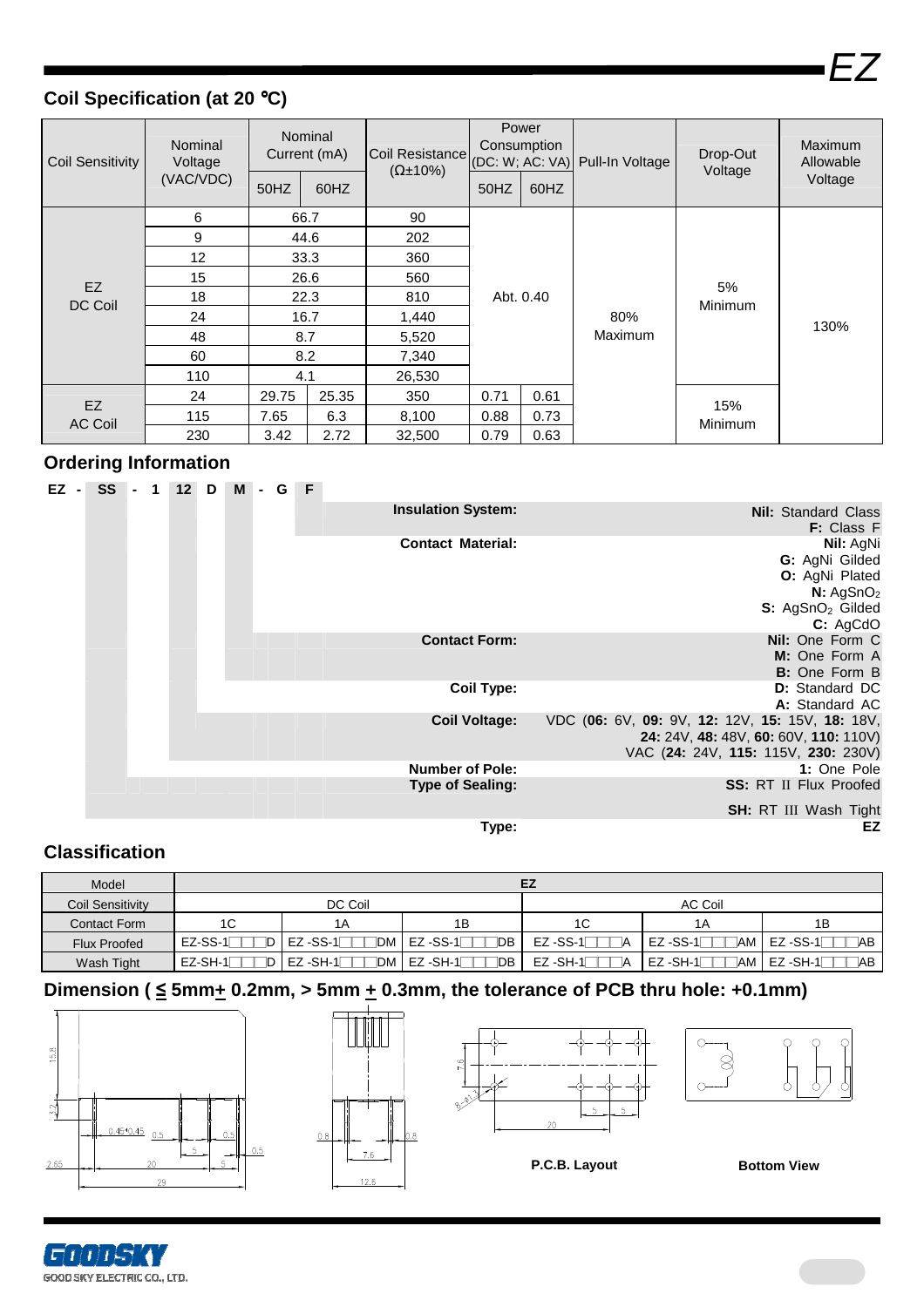## Coil Specification (at 20 ℃)

| Coil Sensitivity | Nominal Voltage (VAC/VDC) | Nominal Current (mA) | | Coil Resistance (Ω±10%) | Power Consumption (DC: W; AC: VA) | | Pull-In Voltage | Drop-Out Voltage | Maximum Allowable Voltage |
|---|---|---|---|---|---|---|---|---|---|
| | | 50HZ | 60HZ | | 50HZ | 60HZ | | | |
| EZ DC Coil | 6 | 66.7 | | 90 | Abt. 0.40 | | 80% Maximum | 5% Minimum | 130% |
| | 9 | 44.6 | | 202 | | | | | |
| | 12 | 33.3 | | 360 | | | | | |
| | 15 | 26.6 | | 560 | | | | | |
| | 18 | 22.3 | | 810 | | | | | |
| | 24 | 16.7 | | 1,440 | | | | | |
| | 48 | 8.7 | | 5,520 | | | | | |
| | 60 | 8.2 | | 7,340 | | | | | |
| | 110 | 4.1 | | 26,530 | | | | | |
| EZ AC Coil | 24 | 29.75 | 25.35 | 350 | 0.71 | 0.61 | | 15% Minimum | |
| | 115 | 7.65 | 6.3 | 8,100 | 0.88 | 0.73 | | | |
| | 230 | 3.42 | 2.72 | 32,500 | 0.79 | 0.63 | | | |

## Ordering Information

EZ - SS - 1 12 D M - G F

| | |
|---|---|
| **Insulation System:** | **Nil:** Standard Class<br>**F:** Class F |
| **Contact Material:** | **Nil:** AgNi<br>**G:** AgNi Gilded<br>**O:** AgNi Plated<br>**N:** $AgSnO_2$<br>**S:** $AgSnO_2$ Gilded<br>**C:** AgCdO |
| **Contact Form:** | **Nil:** One Form C<br>**M:** One Form A<br>**B:** One Form B |
| **Coil Type:** | **D:** Standard DC<br>**A:** Standard AC |
| **Coil Voltage:** | VDC (**06:** 6V, **09:** 9V, **12:** 12V, **15:** 15V, **18:** 18V, **24:** 24V, **48:** 48V, **60:** 60V, **110:** 110V)<br>VAC (**24:** 24V, **115:** 115V, **230:** 230V) |
| **Number of Pole:** | **1:** One Pole |
| **Type of Sealing:** | **SS:** RT II Flux Proofed<br>**SH:** RT III Wash Tight |
| **Type:** | **EZ** |

## Classification

| Model | EZ | | | | | |
|---|---|---|---|---|---|---|
| Coil Sensitivity | DC Coil | | | AC Coil | | |
| Contact Form | 1C | 1A | 1B | 1C | 1A | 1B |
| Flux Proofed | EZ-SS-1□□□D | EZ -SS-1□□□DM | EZ -SS-1□□□DB | EZ -SS-1□□□A | EZ -SS-1□□□AM | EZ -SS-1□□□AB |
| Wash Tight | EZ-SH-1□□□D | EZ -SH-1□□□DM | EZ -SH-1□□□DB | EZ -SH-1□□□A | EZ -SH-1□□□AM | EZ -SH-1□□□AB |

## Dimension ( ≦ 5mm± 0.2mm, > 5mm ± 0.3mm, the tolerance of PCB thru hole: +0.1mm)

P.C.B. Layout

Bottom View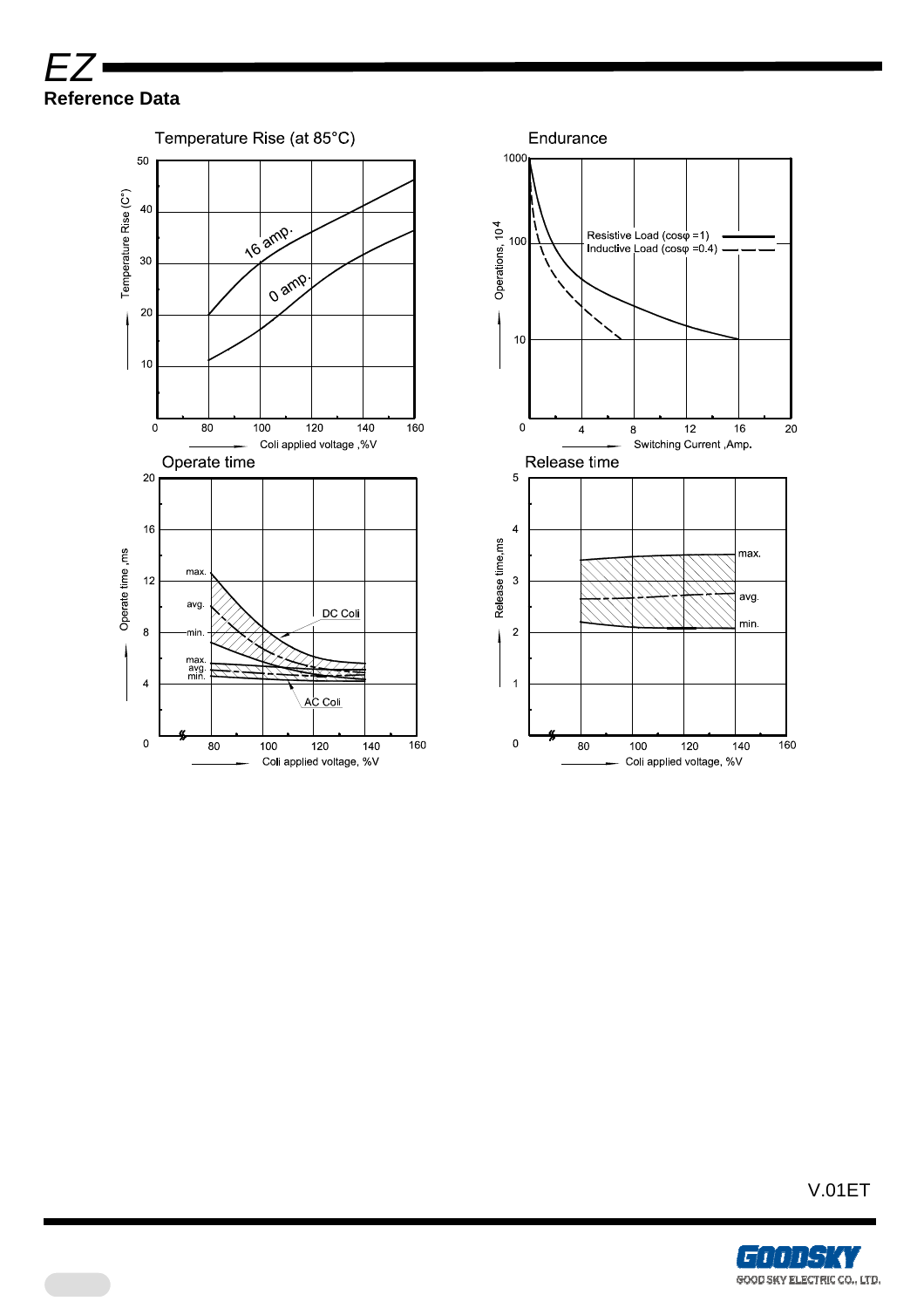# EZ

## Reference Data

### Temperature Rise (at 85°C)

Temperature Rise (C°)

50
40
30
20
10
0

80 100 120 140 160

Coli applied voltage ,%V

16 amp.
0 amp.

### Endurance

Operations, $10^4$

1000
100
10
0

4 8 12 16 20

Switching Current ,Amp.

Resistive Load (cosφ =1)
Inductive Load (cosφ =0.4)

### Operate time

Operate time ,ms

20
16
12
8
4
0

80 100 120 140 160

Coli applied voltage, %V

max.
avg.
min.
DC Coli
max.
avg.
min.
AC Coli

### Release time

Release time,ms

5
4
3
2
1
0

80 100 120 140 160

Coli applied voltage, %V

max.
avg.
min.

V.01ET

GOODSKY
GOOD SKY ELECTRIC CO., LTD.